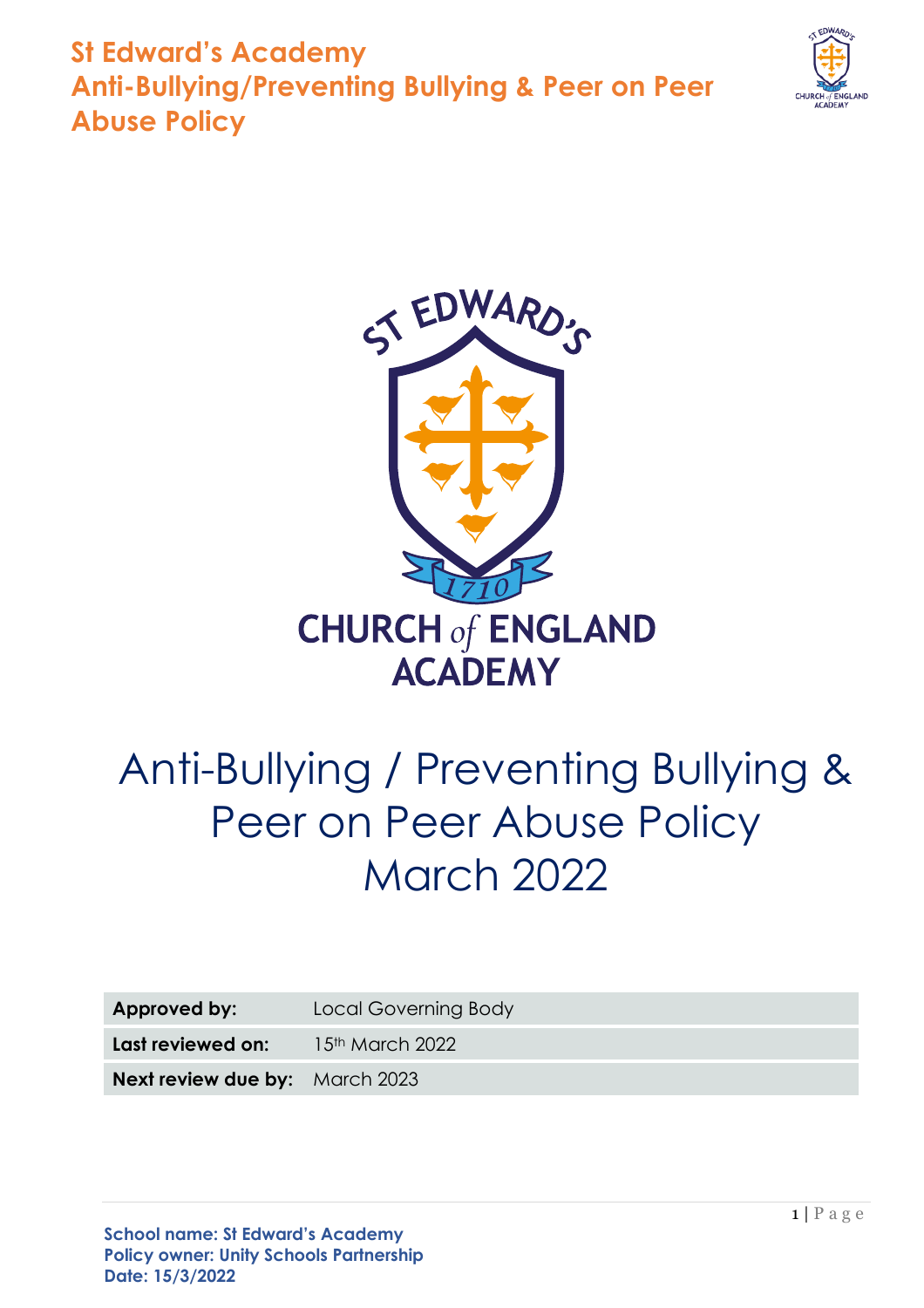# Anti-Bullying / Preventing Bullying & Peer on Peer Abuse Policy March 2022

| **Approved by:** | Local Governing Body |
|---|---|
| **Last reviewed on:** | 15th March 2022 |
| **Next review due by:** | March 2023 |

**School name: St Edward's Academy**
**Policy owner: Unity Schools Partnership**
**Date: 15/3/2022**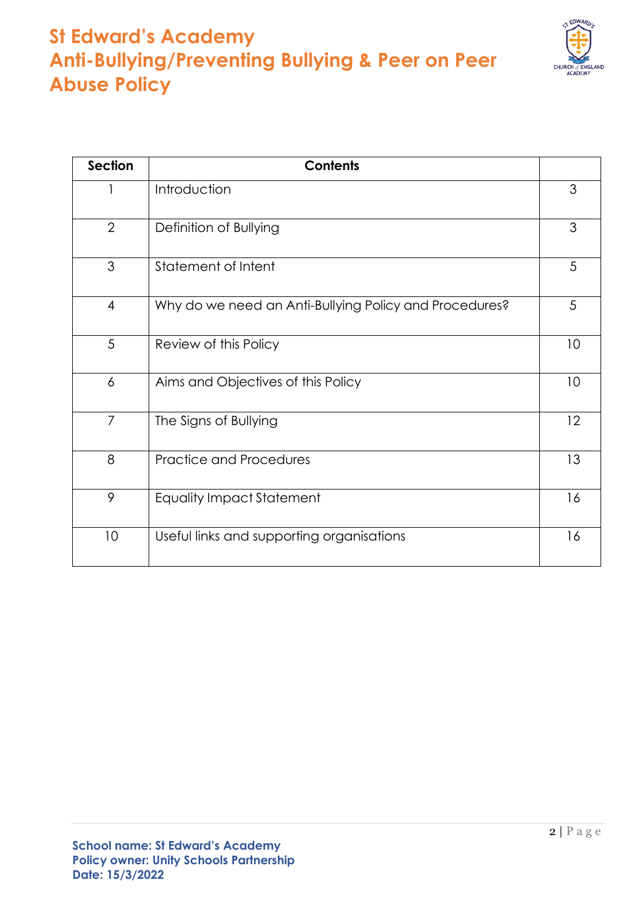# St Edward's Academy
# Anti-Bullying/Preventing Bullying & Peer on Peer Abuse Policy

| Section | Contents | |
|---|---|---|
| 1 | Introduction | 3 |
| 2 | Definition of Bullying | 3 |
| 3 | Statement of Intent | 5 |
| 4 | Why do we need an Anti-Bullying Policy and Procedures? | 5 |
| 5 | Review of this Policy | 10 |
| 6 | Aims and Objectives of this Policy | 10 |
| 7 | The Signs of Bullying | 12 |
| 8 | Practice and Procedures | 13 |
| 9 | Equality Impact Statement | 16 |
| 10 | Useful links and supporting organisations | 16 |

**School name: St Edward's Academy**
**Policy owner: Unity Schools Partnership**
**Date: 15/3/2022**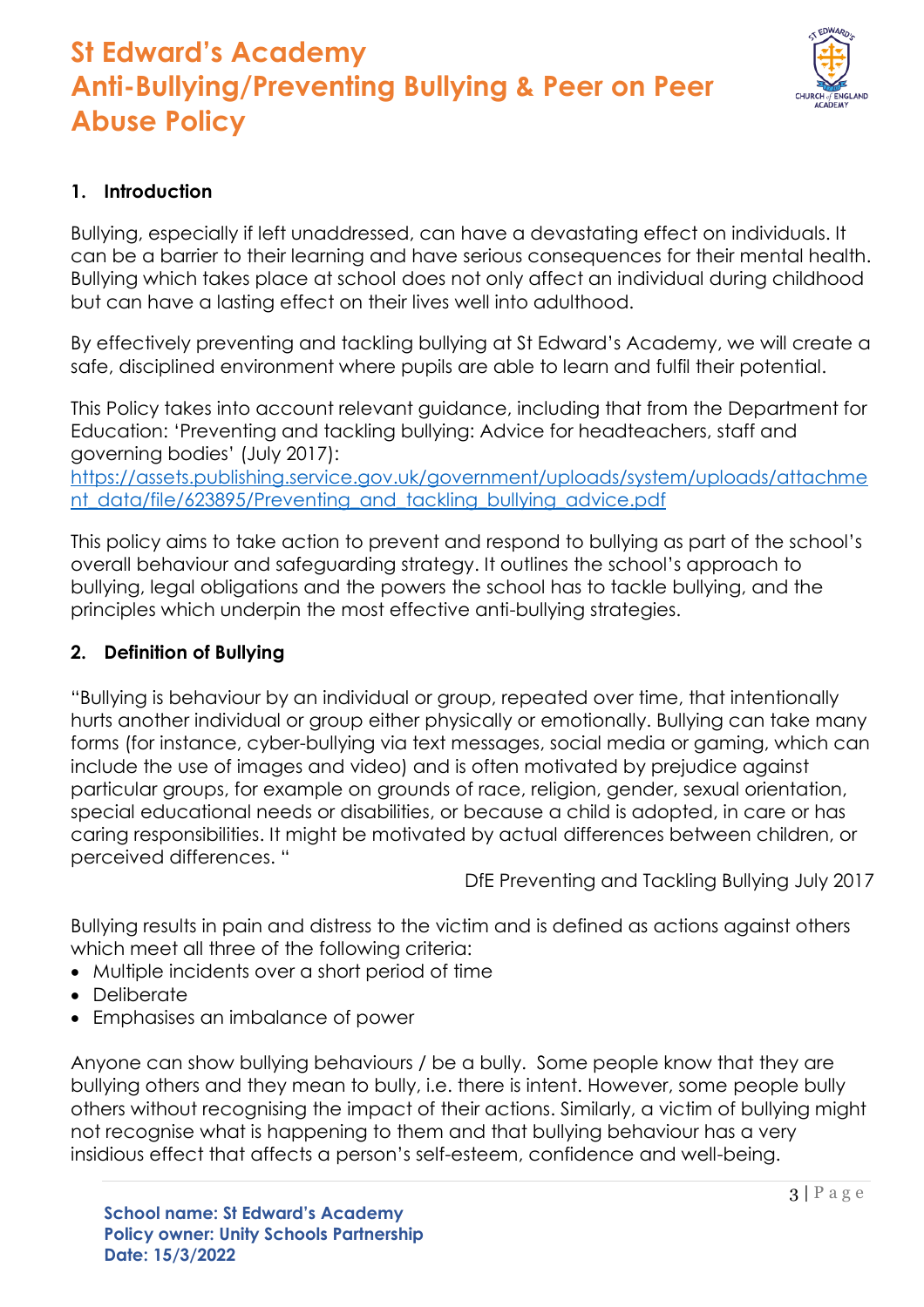# St Edward's Academy
# Anti-Bullying/Preventing Bullying & Peer on Peer Abuse Policy

## 1. Introduction

Bullying, especially if left unaddressed, can have a devastating effect on individuals. It can be a barrier to their learning and have serious consequences for their mental health. Bullying which takes place at school does not only affect an individual during childhood but can have a lasting effect on their lives well into adulthood.

By effectively preventing and tackling bullying at St Edward's Academy, we will create a safe, disciplined environment where pupils are able to learn and fulfil their potential.

This Policy takes into account relevant guidance, including that from the Department for Education: 'Preventing and tackling bullying: Advice for headteachers, staff and governing bodies' (July 2017): [https://assets.publishing.service.gov.uk/government/uploads/system/uploads/attachment_data/file/623895/Preventing_and_tackling_bullying_advice.pdf](https://assets.publishing.service.gov.uk/government/uploads/system/uploads/attachment_data/file/623895/Preventing_and_tackling_bullying_advice.pdf)

This policy aims to take action to prevent and respond to bullying as part of the school's overall behaviour and safeguarding strategy. It outlines the school's approach to bullying, legal obligations and the powers the school has to tackle bullying, and the principles which underpin the most effective anti-bullying strategies.

## 2. Definition of Bullying

"Bullying is behaviour by an individual or group, repeated over time, that intentionally hurts another individual or group either physically or emotionally. Bullying can take many forms (for instance, cyber-bullying via text messages, social media or gaming, which can include the use of images and video) and is often motivated by prejudice against particular groups, for example on grounds of race, religion, gender, sexual orientation, special educational needs or disabilities, or because a child is adopted, in care or has caring responsibilities. It might be motivated by actual differences between children, or perceived differences. "

DfE Preventing and Tackling Bullying July 2017

Bullying results in pain and distress to the victim and is defined as actions against others which meet all three of the following criteria:

- Multiple incidents over a short period of time
- Deliberate
- Emphasises an imbalance of power

Anyone can show bullying behaviours / be a bully. Some people know that they are bullying others and they mean to bully, i.e. there is intent. However, some people bully others without recognising the impact of their actions. Similarly, a victim of bullying might not recognise what is happening to them and that bullying behaviour has a very insidious effect that affects a person's self-esteem, confidence and well-being.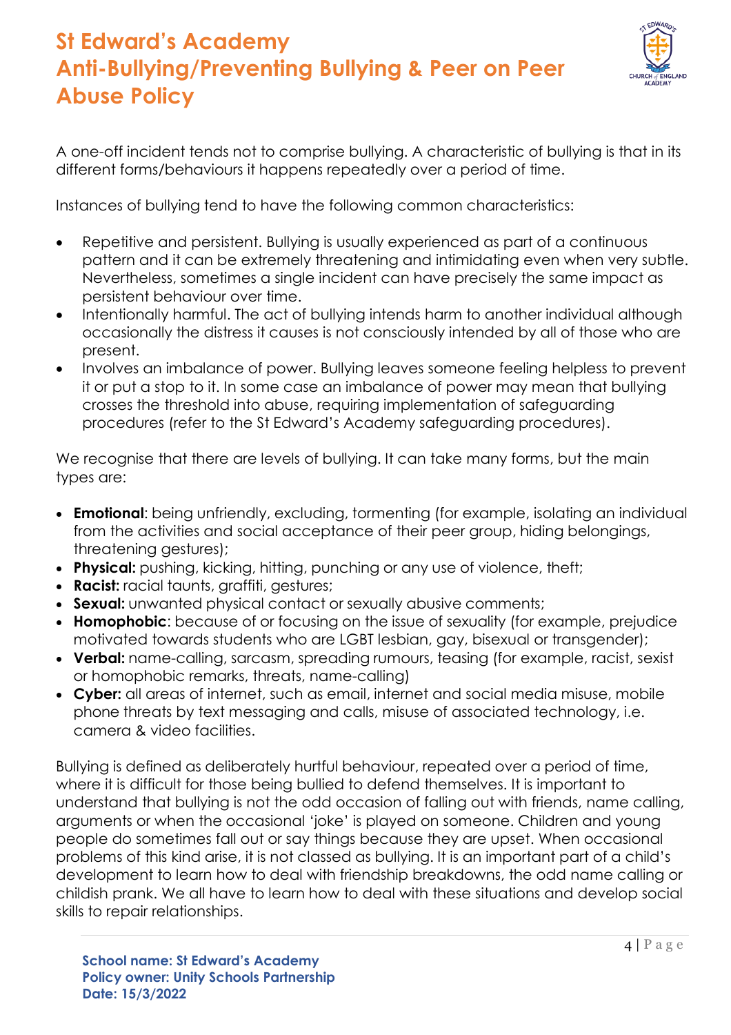A one-off incident tends not to comprise bullying. A characteristic of bullying is that in its different forms/behaviours it happens repeatedly over a period of time.

Instances of bullying tend to have the following common characteristics:

- Repetitive and persistent. Bullying is usually experienced as part of a continuous pattern and it can be extremely threatening and intimidating even when very subtle. Nevertheless, sometimes a single incident can have precisely the same impact as persistent behaviour over time.
- Intentionally harmful. The act of bullying intends harm to another individual although occasionally the distress it causes is not consciously intended by all of those who are present.
- Involves an imbalance of power. Bullying leaves someone feeling helpless to prevent it or put a stop to it. In some case an imbalance of power may mean that bullying crosses the threshold into abuse, requiring implementation of safeguarding procedures (refer to the St Edward's Academy safeguarding procedures).

We recognise that there are levels of bullying. It can take many forms, but the main types are:

- **Emotional**: being unfriendly, excluding, tormenting (for example, isolating an individual from the activities and social acceptance of their peer group, hiding belongings, threatening gestures);
- **Physical:** pushing, kicking, hitting, punching or any use of violence, theft;
- **Racist:** racial taunts, graffiti, gestures;
- **Sexual:** unwanted physical contact or sexually abusive comments;
- **Homophobic**: because of or focusing on the issue of sexuality (for example, prejudice motivated towards students who are LGBT lesbian, gay, bisexual or transgender);
- **Verbal:** name-calling, sarcasm, spreading rumours, teasing (for example, racist, sexist or homophobic remarks, threats, name-calling)
- **Cyber:** all areas of internet, such as email, internet and social media misuse, mobile phone threats by text messaging and calls, misuse of associated technology, i.e. camera & video facilities.

Bullying is defined as deliberately hurtful behaviour, repeated over a period of time, where it is difficult for those being bullied to defend themselves. It is important to understand that bullying is not the odd occasion of falling out with friends, name calling, arguments or when the occasional 'joke' is played on someone. Children and young people do sometimes fall out or say things because they are upset. When occasional problems of this kind arise, it is not classed as bullying. It is an important part of a child's development to learn how to deal with friendship breakdowns, the odd name calling or childish prank. We all have to learn how to deal with these situations and develop social skills to repair relationships.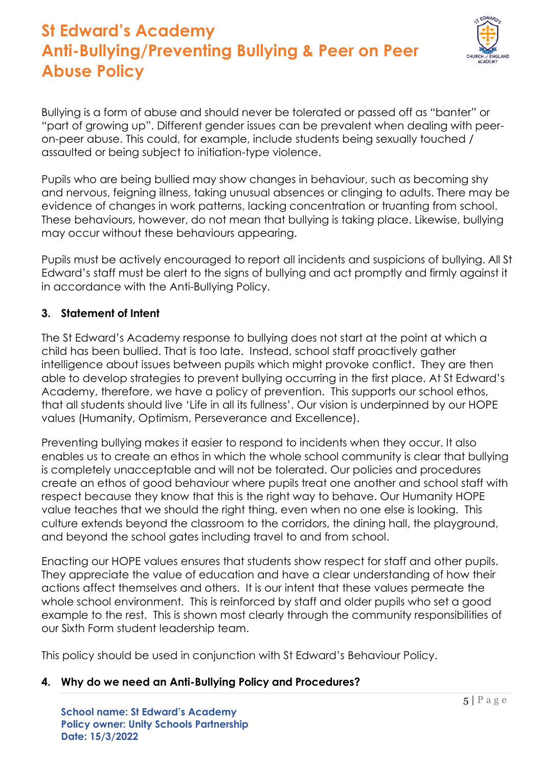Bullying is a form of abuse and should never be tolerated or passed off as "banter" or "part of growing up". Different gender issues can be prevalent when dealing with peer-on-peer abuse. This could, for example, include students being sexually touched / assaulted or being subject to initiation-type violence.

Pupils who are being bullied may show changes in behaviour, such as becoming shy and nervous, feigning illness, taking unusual absences or clinging to adults. There may be evidence of changes in work patterns, lacking concentration or truanting from school. These behaviours, however, do not mean that bullying is taking place. Likewise, bullying may occur without these behaviours appearing.

Pupils must be actively encouraged to report all incidents and suspicions of bullying. All St Edward's staff must be alert to the signs of bullying and act promptly and firmly against it in accordance with the Anti-Bullying Policy.

## 3. Statement of Intent

The St Edward's Academy response to bullying does not start at the point at which a child has been bullied. That is too late. Instead, school staff proactively gather intelligence about issues between pupils which might provoke conflict. They are then able to develop strategies to prevent bullying occurring in the first place. At St Edward's Academy, therefore, we have a policy of prevention. This supports our school ethos, that all students should live 'Life in all its fullness'. Our vision is underpinned by our HOPE values (Humanity, Optimism, Perseverance and Excellence).

Preventing bullying makes it easier to respond to incidents when they occur. It also enables us to create an ethos in which the whole school community is clear that bullying is completely unacceptable and will not be tolerated. Our policies and procedures create an ethos of good behaviour where pupils treat one another and school staff with respect because they know that this is the right way to behave. Our Humanity HOPE value teaches that we should the right thing, even when no one else is looking. This culture extends beyond the classroom to the corridors, the dining hall, the playground, and beyond the school gates including travel to and from school.

Enacting our HOPE values ensures that students show respect for staff and other pupils. They appreciate the value of education and have a clear understanding of how their actions affect themselves and others. It is our intent that these values permeate the whole school environment. This is reinforced by staff and older pupils who set a good example to the rest. This is shown most clearly through the community responsibilities of our Sixth Form student leadership team.

This policy should be used in conjunction with St Edward's Behaviour Policy.

## 4. Why do we need an Anti-Bullying Policy and Procedures?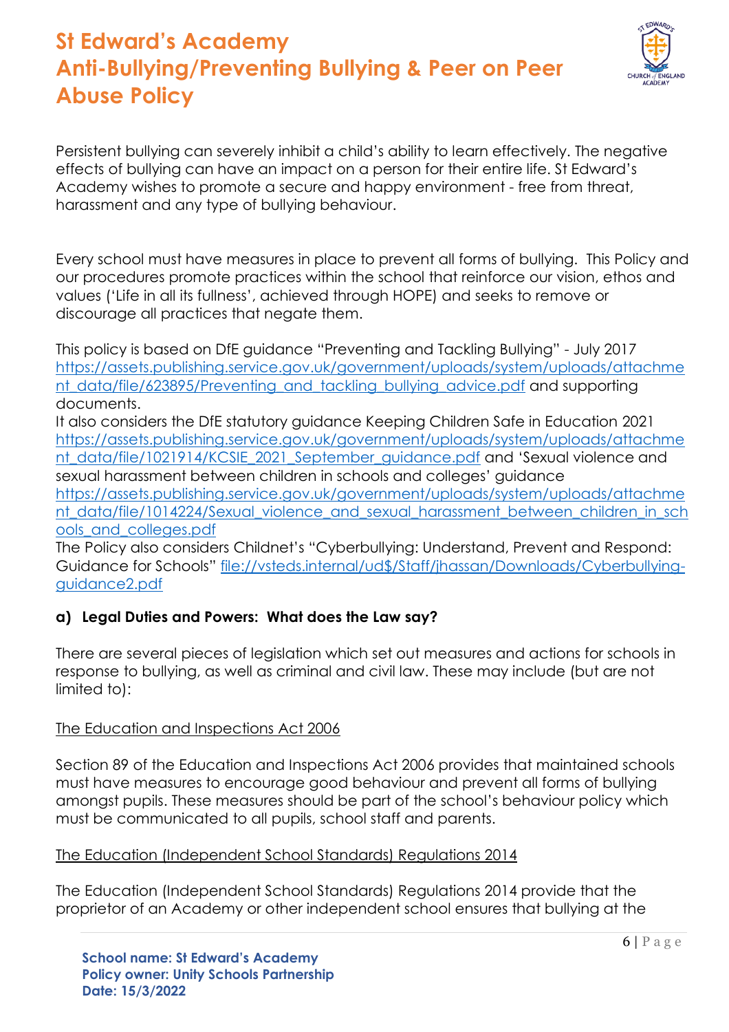# St Edward's Academy Anti-Bullying/Preventing Bullying & Peer on Peer Abuse Policy

Persistent bullying can severely inhibit a child's ability to learn effectively. The negative effects of bullying can have an impact on a person for their entire life. St Edward's Academy wishes to promote a secure and happy environment - free from threat, harassment and any type of bullying behaviour.

Every school must have measures in place to prevent all forms of bullying. This Policy and our procedures promote practices within the school that reinforce our vision, ethos and values ('Life in all its fullness', achieved through HOPE) and seeks to remove or discourage all practices that negate them.

This policy is based on DfE guidance "Preventing and Tackling Bullying" - July 2017 https://assets.publishing.service.gov.uk/government/uploads/system/uploads/attachment_data/file/623895/Preventing_and_tackling_bullying_advice.pdf and supporting documents.

It also considers the DfE statutory guidance Keeping Children Safe in Education 2021 https://assets.publishing.service.gov.uk/government/uploads/system/uploads/attachment_data/file/1021914/KCSIE_2021_September_guidance.pdf and 'Sexual violence and sexual harassment between children in schools and colleges' guidance https://assets.publishing.service.gov.uk/government/uploads/system/uploads/attachment_data/file/1014224/Sexual_violence_and_sexual_harassment_between_children_in_schools_and_colleges.pdf

The Policy also considers Childnet's "Cyberbullying: Understand, Prevent and Respond: Guidance for Schools" file://vsteds.internal/ud$/Staff/jhassan/Downloads/Cyberbullying-guidance2.pdf

### a) Legal Duties and Powers: What does the Law say?

There are several pieces of legislation which set out measures and actions for schools in response to bullying, as well as criminal and civil law. These may include (but are not limited to):

The Education and Inspections Act 2006

Section 89 of the Education and Inspections Act 2006 provides that maintained schools must have measures to encourage good behaviour and prevent all forms of bullying amongst pupils. These measures should be part of the school's behaviour policy which must be communicated to all pupils, school staff and parents.

The Education (Independent School Standards) Regulations 2014

The Education (Independent School Standards) Regulations 2014 provide that the proprietor of an Academy or other independent school ensures that bullying at the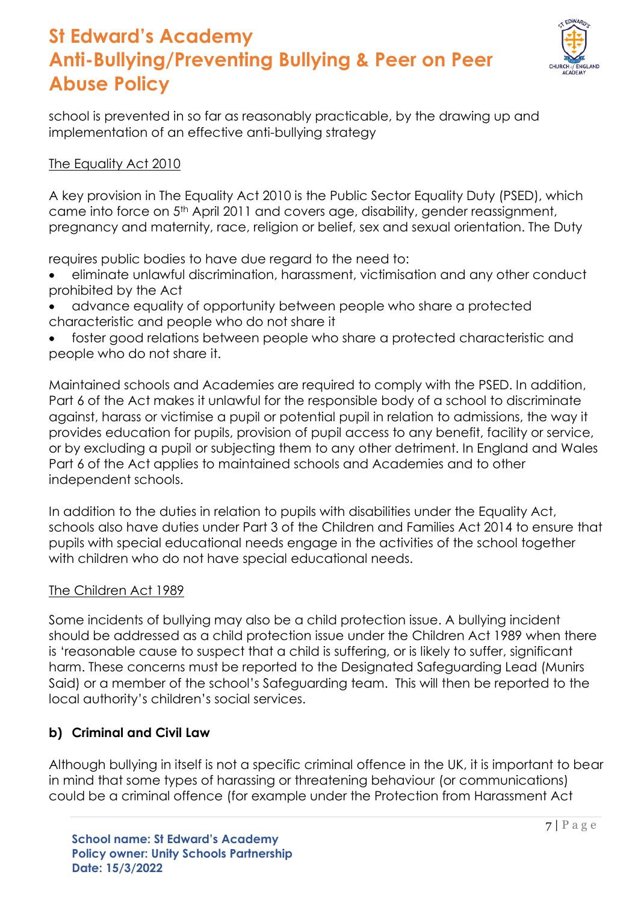school is prevented in so far as reasonably practicable, by the drawing up and implementation of an effective anti-bullying strategy

The Equality Act 2010

A key provision in The Equality Act 2010 is the Public Sector Equality Duty (PSED), which came into force on 5th April 2011 and covers age, disability, gender reassignment, pregnancy and maternity, race, religion or belief, sex and sexual orientation. The Duty

requires public bodies to have due regard to the need to:

- eliminate unlawful discrimination, harassment, victimisation and any other conduct prohibited by the Act
- advance equality of opportunity between people who share a protected characteristic and people who do not share it
- foster good relations between people who share a protected characteristic and people who do not share it.

Maintained schools and Academies are required to comply with the PSED. In addition, Part 6 of the Act makes it unlawful for the responsible body of a school to discriminate against, harass or victimise a pupil or potential pupil in relation to admissions, the way it provides education for pupils, provision of pupil access to any benefit, facility or service, or by excluding a pupil or subjecting them to any other detriment. In England and Wales Part 6 of the Act applies to maintained schools and Academies and to other independent schools.

In addition to the duties in relation to pupils with disabilities under the Equality Act, schools also have duties under Part 3 of the Children and Families Act 2014 to ensure that pupils with special educational needs engage in the activities of the school together with children who do not have special educational needs.

The Children Act 1989

Some incidents of bullying may also be a child protection issue. A bullying incident should be addressed as a child protection issue under the Children Act 1989 when there is 'reasonable cause to suspect that a child is suffering, or is likely to suffer, significant harm. These concerns must be reported to the Designated Safeguarding Lead (Munirs Said) or a member of the school's Safeguarding team. This will then be reported to the local authority's children's social services.

**b) Criminal and Civil Law**

Although bullying in itself is not a specific criminal offence in the UK, it is important to bear in mind that some types of harassing or threatening behaviour (or communications) could be a criminal offence (for example under the Protection from Harassment Act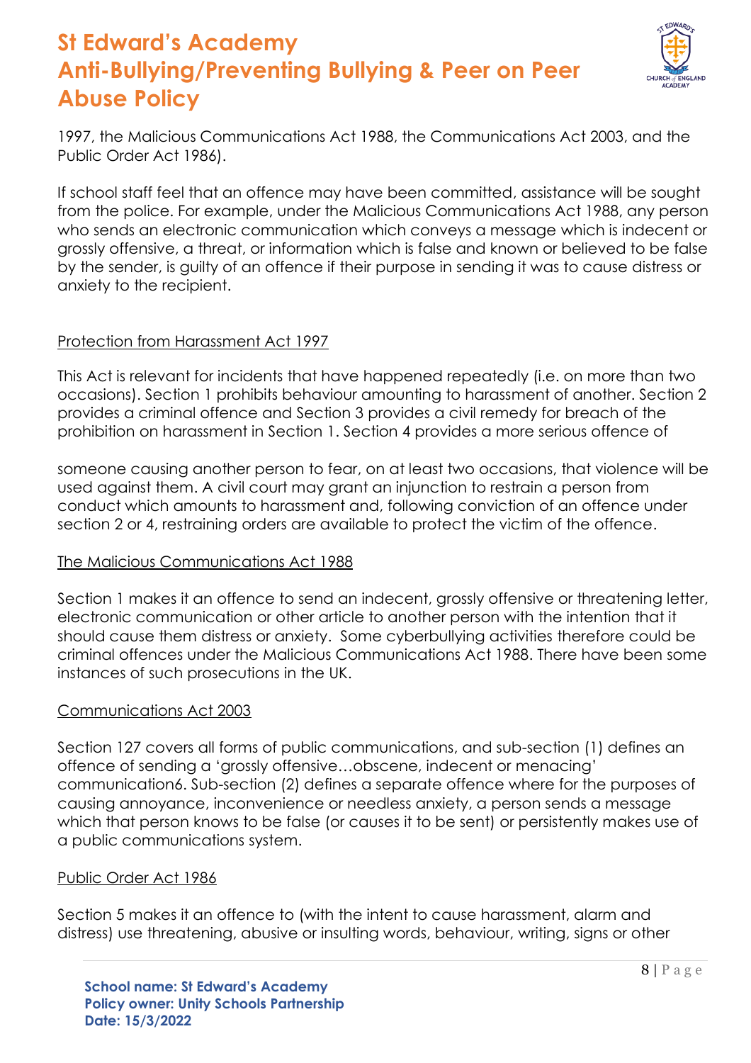1997, the Malicious Communications Act 1988, the Communications Act 2003, and the Public Order Act 1986).

If school staff feel that an offence may have been committed, assistance will be sought from the police. For example, under the Malicious Communications Act 1988, any person who sends an electronic communication which conveys a message which is indecent or grossly offensive, a threat, or information which is false and known or believed to be false by the sender, is guilty of an offence if their purpose in sending it was to cause distress or anxiety to the recipient.

<u>Protection from Harassment Act 1997</u>

This Act is relevant for incidents that have happened repeatedly (i.e. on more than two occasions). Section 1 prohibits behaviour amounting to harassment of another. Section 2 provides a criminal offence and Section 3 provides a civil remedy for breach of the prohibition on harassment in Section 1. Section 4 provides a more serious offence of someone causing another person to fear, on at least two occasions, that violence will be used against them. A civil court may grant an injunction to restrain a person from conduct which amounts to harassment and, following conviction of an offence under section 2 or 4, restraining orders are available to protect the victim of the offence.

<u>The Malicious Communications Act 1988</u>

Section 1 makes it an offence to send an indecent, grossly offensive or threatening letter, electronic communication or other article to another person with the intention that it should cause them distress or anxiety. Some cyberbullying activities therefore could be criminal offences under the Malicious Communications Act 1988. There have been some instances of such prosecutions in the UK.

<u>Communications Act 2003</u>

Section 127 covers all forms of public communications, and sub-section (1) defines an offence of sending a 'grossly offensive…obscene, indecent or menacing' communication6. Sub-section (2) defines a separate offence where for the purposes of causing annoyance, inconvenience or needless anxiety, a person sends a message which that person knows to be false (or causes it to be sent) or persistently makes use of a public communications system.

<u>Public Order Act 1986</u>

Section 5 makes it an offence to (with the intent to cause harassment, alarm and distress) use threatening, abusive or insulting words, behaviour, writing, signs or other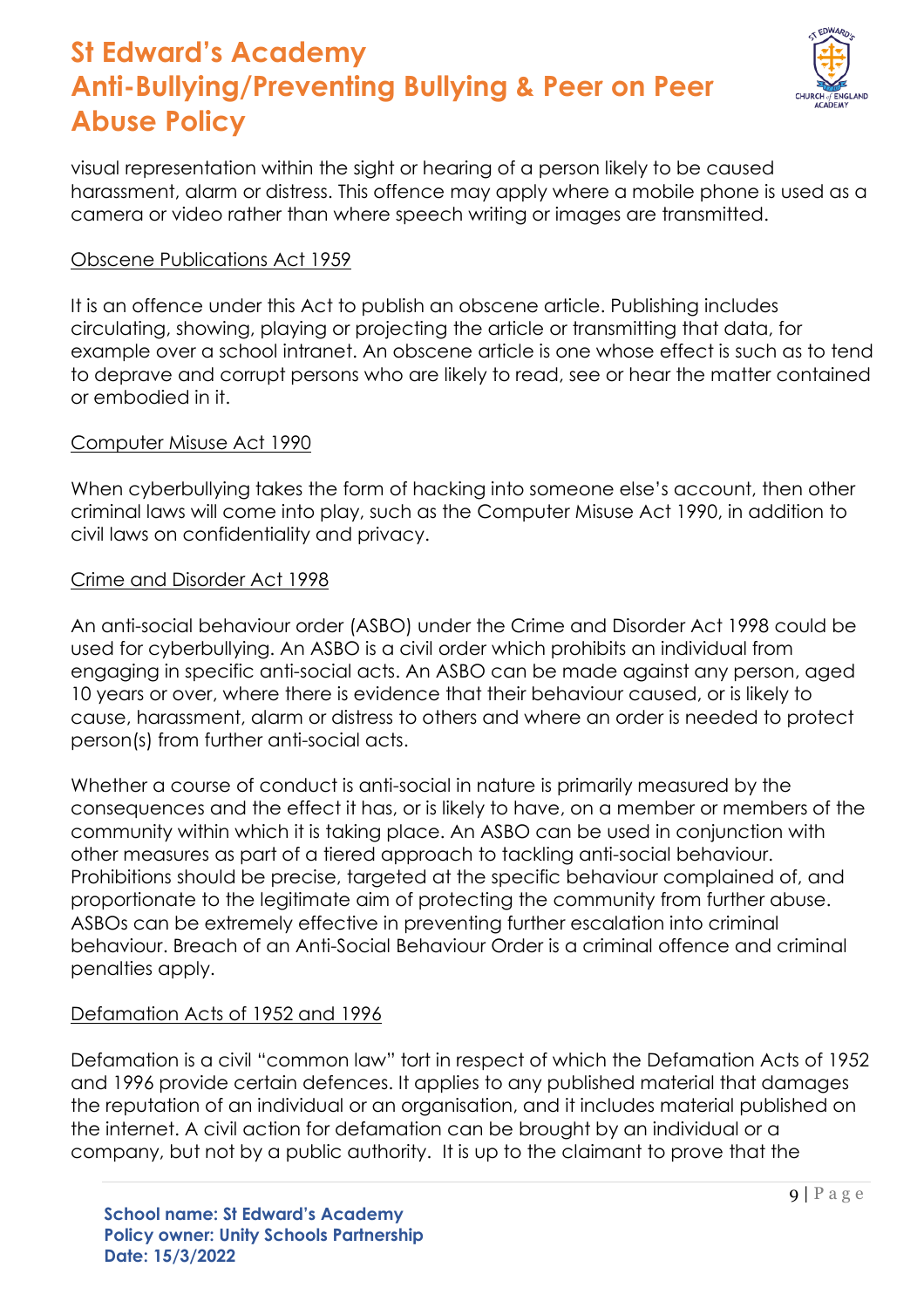visual representation within the sight or hearing of a person likely to be caused harassment, alarm or distress. This offence may apply where a mobile phone is used as a camera or video rather than where speech writing or images are transmitted.

Obscene Publications Act 1959

It is an offence under this Act to publish an obscene article. Publishing includes circulating, showing, playing or projecting the article or transmitting that data, for example over a school intranet. An obscene article is one whose effect is such as to tend to deprave and corrupt persons who are likely to read, see or hear the matter contained or embodied in it.

Computer Misuse Act 1990

When cyberbullying takes the form of hacking into someone else's account, then other criminal laws will come into play, such as the Computer Misuse Act 1990, in addition to civil laws on confidentiality and privacy.

Crime and Disorder Act 1998

An anti-social behaviour order (ASBO) under the Crime and Disorder Act 1998 could be used for cyberbullying. An ASBO is a civil order which prohibits an individual from engaging in specific anti-social acts. An ASBO can be made against any person, aged 10 years or over, where there is evidence that their behaviour caused, or is likely to cause, harassment, alarm or distress to others and where an order is needed to protect person(s) from further anti-social acts.

Whether a course of conduct is anti-social in nature is primarily measured by the consequences and the effect it has, or is likely to have, on a member or members of the community within which it is taking place. An ASBO can be used in conjunction with other measures as part of a tiered approach to tackling anti-social behaviour. Prohibitions should be precise, targeted at the specific behaviour complained of, and proportionate to the legitimate aim of protecting the community from further abuse. ASBOs can be extremely effective in preventing further escalation into criminal behaviour. Breach of an Anti-Social Behaviour Order is a criminal offence and criminal penalties apply.

Defamation Acts of 1952 and 1996

Defamation is a civil "common law" tort in respect of which the Defamation Acts of 1952 and 1996 provide certain defences. It applies to any published material that damages the reputation of an individual or an organisation, and it includes material published on the internet. A civil action for defamation can be brought by an individual or a company, but not by a public authority. It is up to the claimant to prove that the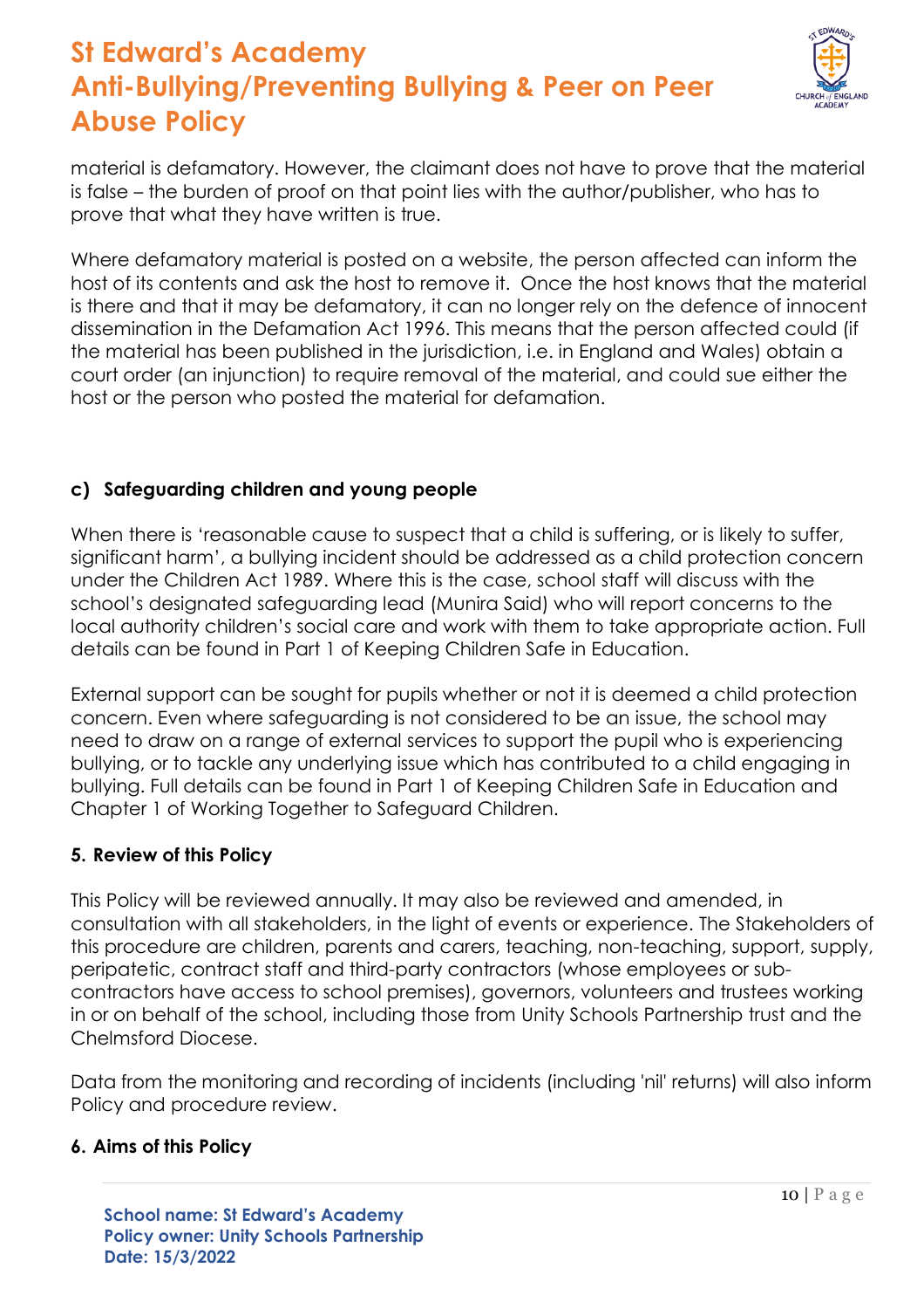material is defamatory. However, the claimant does not have to prove that the material is false – the burden of proof on that point lies with the author/publisher, who has to prove that what they have written is true.

Where defamatory material is posted on a website, the person affected can inform the host of its contents and ask the host to remove it. Once the host knows that the material is there and that it may be defamatory, it can no longer rely on the defence of innocent dissemination in the Defamation Act 1996. This means that the person affected could (if the material has been published in the jurisdiction, i.e. in England and Wales) obtain a court order (an injunction) to require removal of the material, and could sue either the host or the person who posted the material for defamation.

### c) Safeguarding children and young people

When there is 'reasonable cause to suspect that a child is suffering, or is likely to suffer, significant harm', a bullying incident should be addressed as a child protection concern under the Children Act 1989. Where this is the case, school staff will discuss with the school's designated safeguarding lead (Munira Said) who will report concerns to the local authority children's social care and work with them to take appropriate action. Full details can be found in Part 1 of Keeping Children Safe in Education.

External support can be sought for pupils whether or not it is deemed a child protection concern. Even where safeguarding is not considered to be an issue, the school may need to draw on a range of external services to support the pupil who is experiencing bullying, or to tackle any underlying issue which has contributed to a child engaging in bullying. Full details can be found in Part 1 of Keeping Children Safe in Education and Chapter 1 of Working Together to Safeguard Children.

## 5. Review of this Policy

This Policy will be reviewed annually. It may also be reviewed and amended, in consultation with all stakeholders, in the light of events or experience. The Stakeholders of this procedure are children, parents and carers, teaching, non-teaching, support, supply, peripatetic, contract staff and third-party contractors (whose employees or sub-contractors have access to school premises), governors, volunteers and trustees working in or on behalf of the school, including those from Unity Schools Partnership trust and the Chelmsford Diocese.

Data from the monitoring and recording of incidents (including 'nil' returns) will also inform Policy and procedure review.

## 6. Aims of this Policy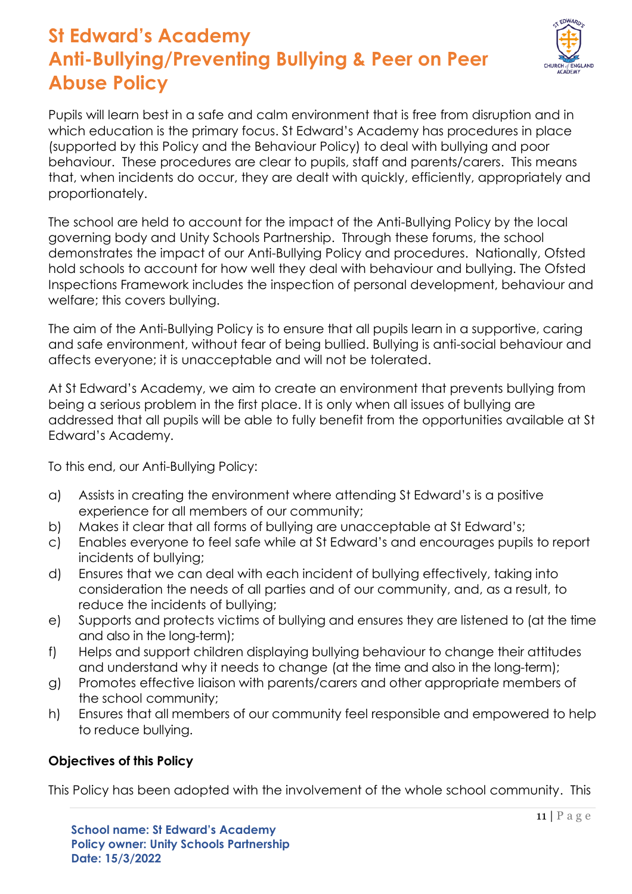# St Edward's Academy Anti-Bullying/Preventing Bullying & Peer on Peer Abuse Policy

Pupils will learn best in a safe and calm environment that is free from disruption and in which education is the primary focus. St Edward's Academy has procedures in place (supported by this Policy and the Behaviour Policy) to deal with bullying and poor behaviour. These procedures are clear to pupils, staff and parents/carers. This means that, when incidents do occur, they are dealt with quickly, efficiently, appropriately and proportionately.

The school are held to account for the impact of the Anti-Bullying Policy by the local governing body and Unity Schools Partnership. Through these forums, the school demonstrates the impact of our Anti-Bullying Policy and procedures. Nationally, Ofsted hold schools to account for how well they deal with behaviour and bullying. The Ofsted Inspections Framework includes the inspection of personal development, behaviour and welfare; this covers bullying.

The aim of the Anti-Bullying Policy is to ensure that all pupils learn in a supportive, caring and safe environment, without fear of being bullied. Bullying is anti-social behaviour and affects everyone; it is unacceptable and will not be tolerated.

At St Edward's Academy, we aim to create an environment that prevents bullying from being a serious problem in the first place. It is only when all issues of bullying are addressed that all pupils will be able to fully benefit from the opportunities available at St Edward's Academy.

To this end, our Anti-Bullying Policy:

a) Assists in creating the environment where attending St Edward's is a positive experience for all members of our community;
b) Makes it clear that all forms of bullying are unacceptable at St Edward's;
c) Enables everyone to feel safe while at St Edward's and encourages pupils to report incidents of bullying;
d) Ensures that we can deal with each incident of bullying effectively, taking into consideration the needs of all parties and of our community, and, as a result, to reduce the incidents of bullying;
e) Supports and protects victims of bullying and ensures they are listened to (at the time and also in the long-term);
f) Helps and support children displaying bullying behaviour to change their attitudes and understand why it needs to change (at the time and also in the long-term);
g) Promotes effective liaison with parents/carers and other appropriate members of the school community;
h) Ensures that all members of our community feel responsible and empowered to help to reduce bullying.

**Objectives of this Policy**

This Policy has been adopted with the involvement of the whole school community. This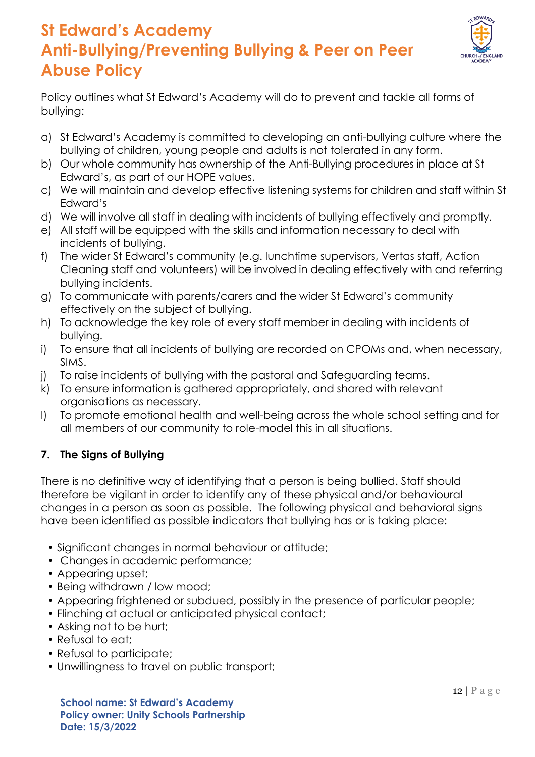# St Edward's Academy Anti-Bullying/Preventing Bullying & Peer on Peer Abuse Policy

Policy outlines what St Edward's Academy will do to prevent and tackle all forms of bullying:

a) St Edward's Academy is committed to developing an anti-bullying culture where the bullying of children, young people and adults is not tolerated in any form.
b) Our whole community has ownership of the Anti-Bullying procedures in place at St Edward's, as part of our HOPE values.
c) We will maintain and develop effective listening systems for children and staff within St Edward's
d) We will involve all staff in dealing with incidents of bullying effectively and promptly.
e) All staff will be equipped with the skills and information necessary to deal with incidents of bullying.
f) The wider St Edward's community (e.g. lunchtime supervisors, Vertas staff, Action Cleaning staff and volunteers) will be involved in dealing effectively with and referring bullying incidents.
g) To communicate with parents/carers and the wider St Edward's community effectively on the subject of bullying.
h) To acknowledge the key role of every staff member in dealing with incidents of bullying.
i) To ensure that all incidents of bullying are recorded on CPOMs and, when necessary, SIMS.
j) To raise incidents of bullying with the pastoral and Safeguarding teams.
k) To ensure information is gathered appropriately, and shared with relevant organisations as necessary.
l) To promote emotional health and well-being across the whole school setting and for all members of our community to role-model this in all situations.

## 7. The Signs of Bullying

There is no definitive way of identifying that a person is being bullied. Staff should therefore be vigilant in order to identify any of these physical and/or behavioural changes in a person as soon as possible. The following physical and behavioral signs have been identified as possible indicators that bullying has or is taking place:

- Significant changes in normal behaviour or attitude;
- Changes in academic performance;
- Appearing upset;
- Being withdrawn / low mood;
- Appearing frightened or subdued, possibly in the presence of particular people;
- Flinching at actual or anticipated physical contact;
- Asking not to be hurt;
- Refusal to eat;
- Refusal to participate;
- Unwillingness to travel on public transport;

School name: St Edward's Academy
Policy owner: Unity Schools Partnership
Date: 15/3/2022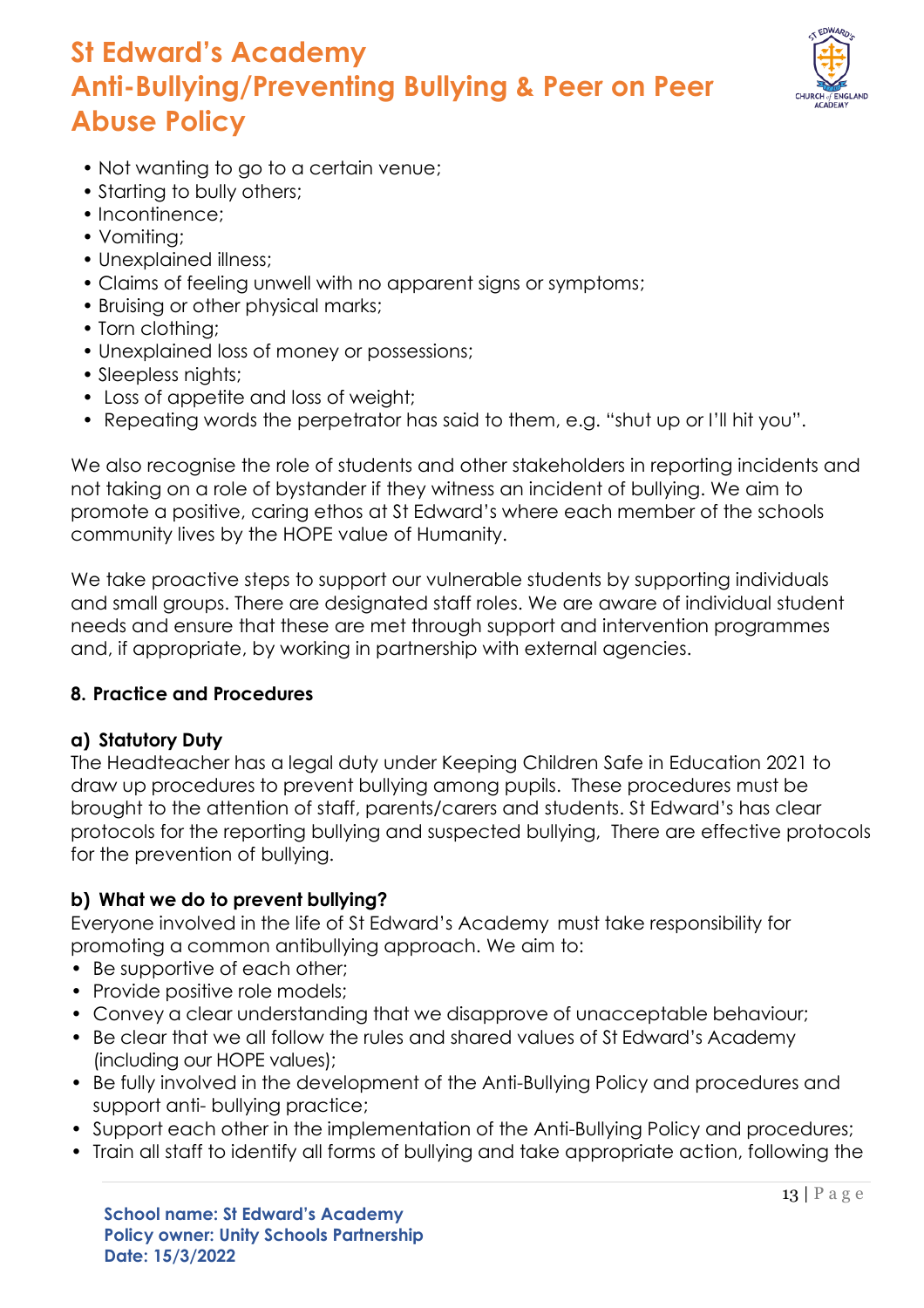- Not wanting to go to a certain venue;
- Starting to bully others;
- Incontinence;
- Vomiting;
- Unexplained illness;
- Claims of feeling unwell with no apparent signs or symptoms;
- Bruising or other physical marks;
- Torn clothing;
- Unexplained loss of money or possessions;
- Sleepless nights;
- Loss of appetite and loss of weight;
- Repeating words the perpetrator has said to them, e.g. "shut up or I'll hit you".

We also recognise the role of students and other stakeholders in reporting incidents and not taking on a role of bystander if they witness an incident of bullying. We aim to promote a positive, caring ethos at St Edward's where each member of the schools community lives by the HOPE value of Humanity.

We take proactive steps to support our vulnerable students by supporting individuals and small groups. There are designated staff roles. We are aware of individual student needs and ensure that these are met through support and intervention programmes and, if appropriate, by working in partnership with external agencies.

### 8. Practice and Procedures

#### a) Statutory Duty

The Headteacher has a legal duty under Keeping Children Safe in Education 2021 to draw up procedures to prevent bullying among pupils. These procedures must be brought to the attention of staff, parents/carers and students. St Edward's has clear protocols for the reporting bullying and suspected bullying, There are effective protocols for the prevention of bullying.

#### b) What we do to prevent bullying?

Everyone involved in the life of St Edward's Academy must take responsibility for promoting a common antibullying approach. We aim to:

- Be supportive of each other;
- Provide positive role models;
- Convey a clear understanding that we disapprove of unacceptable behaviour;
- Be clear that we all follow the rules and shared values of St Edward's Academy (including our HOPE values);
- Be fully involved in the development of the Anti-Bullying Policy and procedures and support anti- bullying practice;
- Support each other in the implementation of the Anti-Bullying Policy and procedures;
- Train all staff to identify all forms of bullying and take appropriate action, following the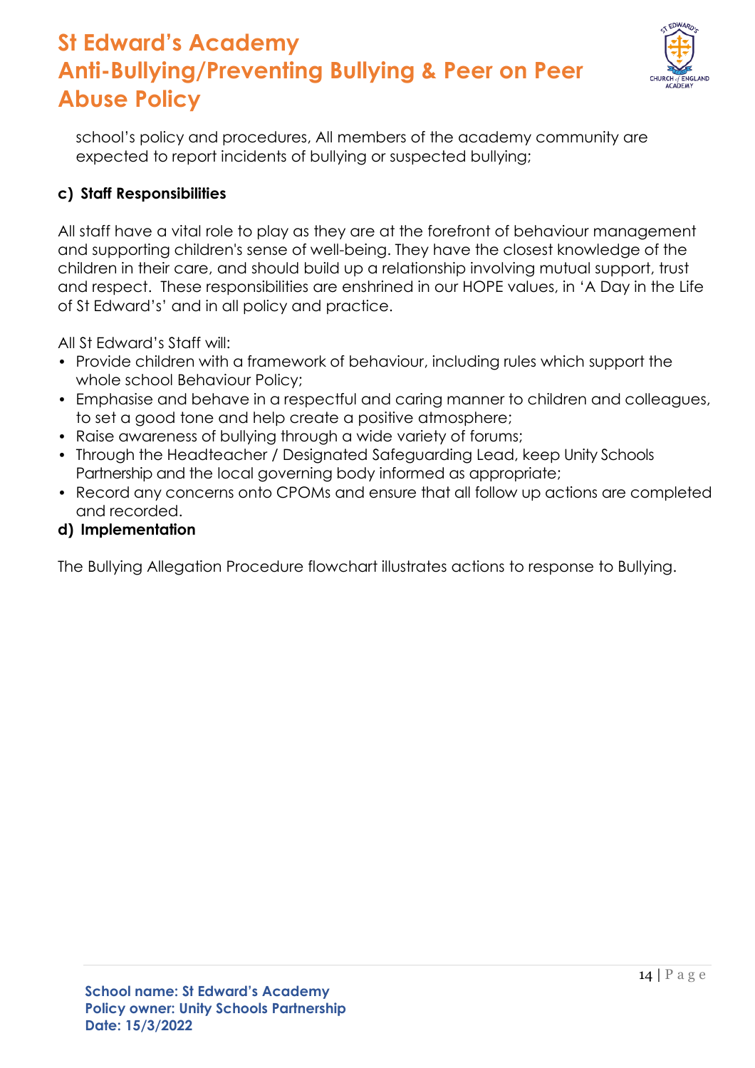school's policy and procedures, All members of the academy community are expected to report incidents of bullying or suspected bullying;

**c) Staff Responsibilities**

All staff have a vital role to play as they are at the forefront of behaviour management and supporting children's sense of well-being. They have the closest knowledge of the children in their care, and should build up a relationship involving mutual support, trust and respect. These responsibilities are enshrined in our HOPE values, in 'A Day in the Life of St Edward's' and in all policy and practice.

All St Edward's Staff will:

- Provide children with a framework of behaviour, including rules which support the whole school Behaviour Policy;
- Emphasise and behave in a respectful and caring manner to children and colleagues, to set a good tone and help create a positive atmosphere;
- Raise awareness of bullying through a wide variety of forums;
- Through the Headteacher / Designated Safeguarding Lead, keep Unity Schools Partnership and the local governing body informed as appropriate;
- Record any concerns onto CPOMs and ensure that all follow up actions are completed and recorded.

**d) Implementation**

The Bullying Allegation Procedure flowchart illustrates actions to response to Bullying.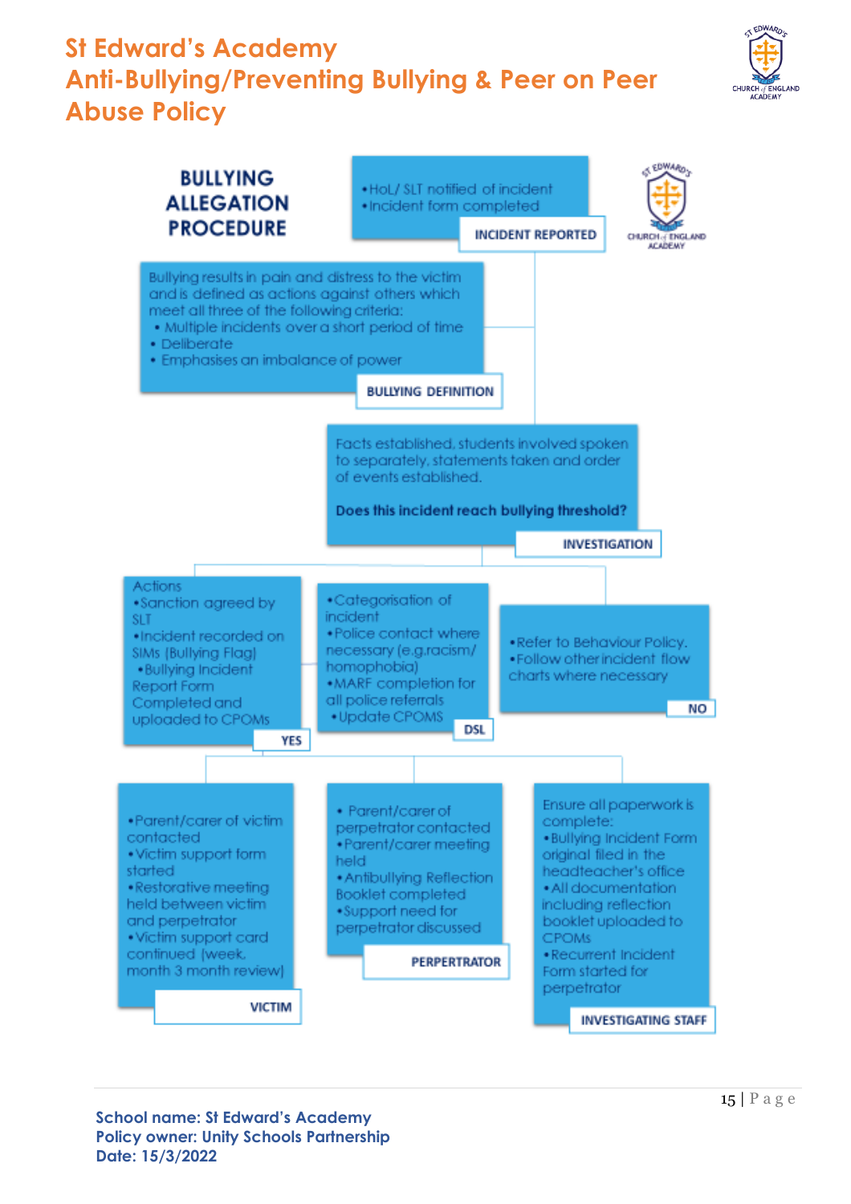# St Edward's Academy
# Anti-Bullying/Preventing Bullying & Peer on Peer Abuse Policy

## BULLYING ALLEGATION PROCEDURE

### INCIDENT REPORTED

- HoL/ SLT notified of incident
- Incident form completed

### BULLYING DEFINITION

Bullying results in pain and distress to the victim and is defined as actions against others which meet all three of the following criteria:

- Multiple incidents over a short period of time
- Deliberate
- Emphasises an imbalance of power

### INVESTIGATION

Facts established, students involved spoken to separately, statements taken and order of events established.

**Does this incident reach bullying threshold?**

### YES

Actions

- Sanction agreed by SLT
- Incident recorded on SIMs (Bullying Flag)
- Bullying Incident Report Form Completed and uploaded to CPOMs

### DSL

- Categorisation of incident
- Police contact where necessary (e.g.racism/ homophobia)
- MARF completion for all police referrals
- Update CPOMS

### NO

- Refer to Behaviour Policy.
- Follow other incident flow charts where necessary

### VICTIM

- Parent/carer of victim contacted
- Victim support form started
- Restorative meeting held between victim and perpetrator
- Victim support card continued (week, month 3 month review)

### PERPERTRATOR

- Parent/carer of perpetrator contacted
- Parent/carer meeting held
- Antibullying Reflection Booklet completed
- Support need for perpetrator discussed

### INVESTIGATING STAFF

Ensure all paperwork is complete:

- Bullying Incident Form original filed in the headteacher's office
- All documentation including reflection booklet uploaded to CPOMs
- Recurrent Incident Form started for perpetrator

**School name: St Edward's Academy**
**Policy owner: Unity Schools Partnership**
**Date: 15/3/2022**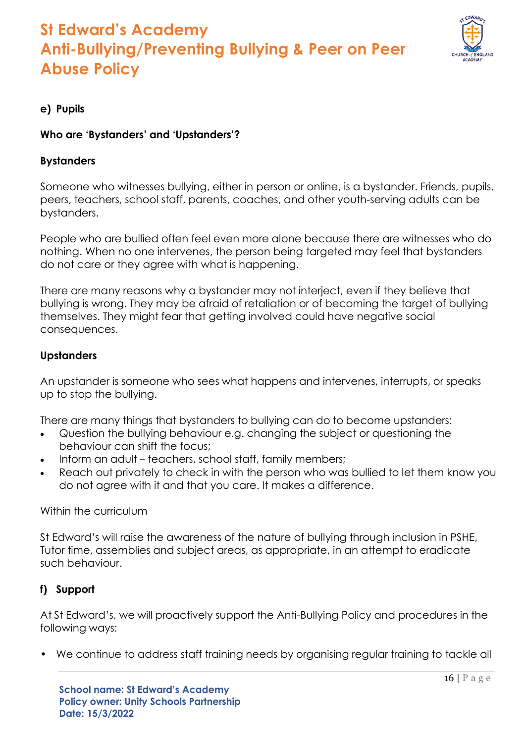#### e) Pupils

**Who are 'Bystanders' and 'Upstanders'?**

**Bystanders**

Someone who witnesses bullying, either in person or online, is a bystander. Friends, pupils, peers, teachers, school staff, parents, coaches, and other youth-serving adults can be bystanders.

People who are bullied often feel even more alone because there are witnesses who do nothing. When no one intervenes, the person being targeted may feel that bystanders do not care or they agree with what is happening.

There are many reasons why a bystander may not interject, even if they believe that bullying is wrong. They may be afraid of retaliation or of becoming the target of bullying themselves. They might fear that getting involved could have negative social consequences.

**Upstanders**

An upstander is someone who sees what happens and intervenes, interrupts, or speaks up to stop the bullying.

There are many things that bystanders to bullying can do to become upstanders:

- Question the bullying behaviour e.g. changing the subject or questioning the behaviour can shift the focus;
- Inform an adult – teachers, school staff, family members;
- Reach out privately to check in with the person who was bullied to let them know you do not agree with it and that you care. It makes a difference.

Within the curriculum

St Edward's will raise the awareness of the nature of bullying through inclusion in PSHE, Tutor time, assemblies and subject areas, as appropriate, in an attempt to eradicate such behaviour.

#### f) Support

At St Edward's, we will proactively support the Anti-Bullying Policy and procedures in the following ways:

- We continue to address staff training needs by organising regular training to tackle all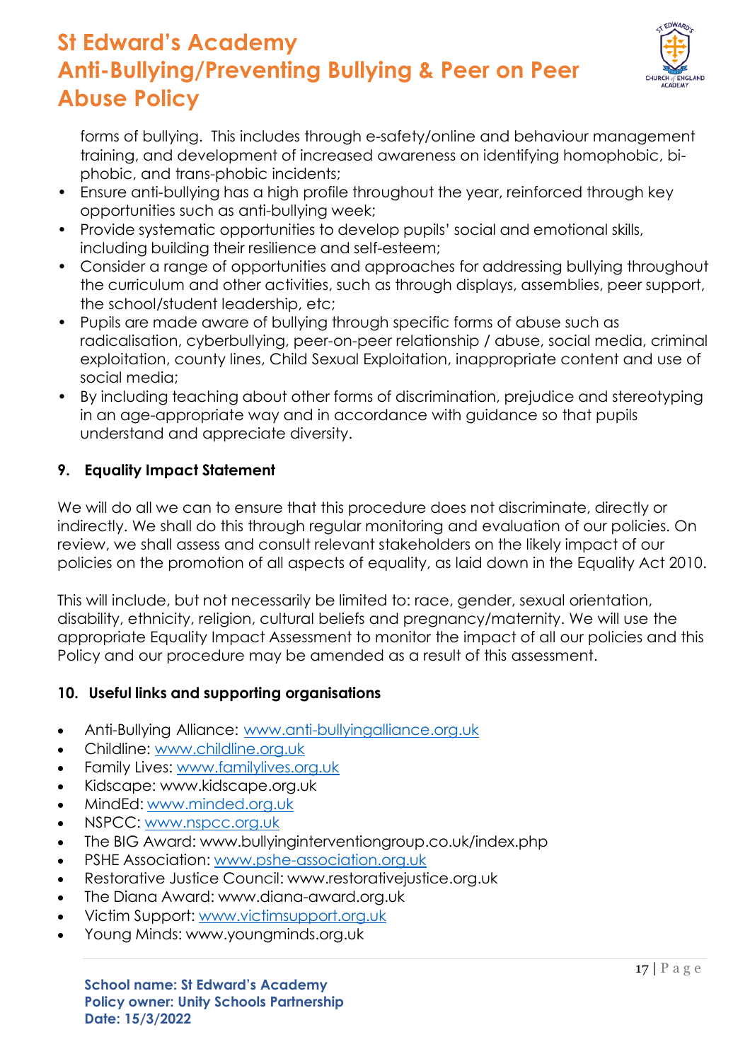forms of bullying. This includes through e-safety/online and behaviour management training, and development of increased awareness on identifying homophobic, bi-phobic, and trans-phobic incidents;

- Ensure anti-bullying has a high profile throughout the year, reinforced through key opportunities such as anti-bullying week;
- Provide systematic opportunities to develop pupils' social and emotional skills, including building their resilience and self-esteem;
- Consider a range of opportunities and approaches for addressing bullying throughout the curriculum and other activities, such as through displays, assemblies, peer support, the school/student leadership, etc;
- Pupils are made aware of bullying through specific forms of abuse such as radicalisation, cyberbullying, peer-on-peer relationship / abuse, social media, criminal exploitation, county lines, Child Sexual Exploitation, inappropriate content and use of social media;
- By including teaching about other forms of discrimination, prejudice and stereotyping in an age-appropriate way and in accordance with guidance so that pupils understand and appreciate diversity.

### 9. Equality Impact Statement

We will do all we can to ensure that this procedure does not discriminate, directly or indirectly. We shall do this through regular monitoring and evaluation of our policies. On review, we shall assess and consult relevant stakeholders on the likely impact of our policies on the promotion of all aspects of equality, as laid down in the Equality Act 2010.

This will include, but not necessarily be limited to: race, gender, sexual orientation, disability, ethnicity, religion, cultural beliefs and pregnancy/maternity. We will use the appropriate Equality Impact Assessment to monitor the impact of all our policies and this Policy and our procedure may be amended as a result of this assessment.

### 10. Useful links and supporting organisations

- Anti-Bullying Alliance: www.anti-bullyingalliance.org.uk
- Childline: www.childline.org.uk
- Family Lives: www.familylives.org.uk
- Kidscape: www.kidscape.org.uk
- MindEd: www.minded.org.uk
- NSPCC: www.nspcc.org.uk
- The BIG Award: www.bullyinginterventiongroup.co.uk/index.php
- PSHE Association: www.pshe-association.org.uk
- Restorative Justice Council: www.restorativejustice.org.uk
- The Diana Award: www.diana-award.org.uk
- Victim Support: www.victimsupport.org.uk
- Young Minds: www.youngminds.org.uk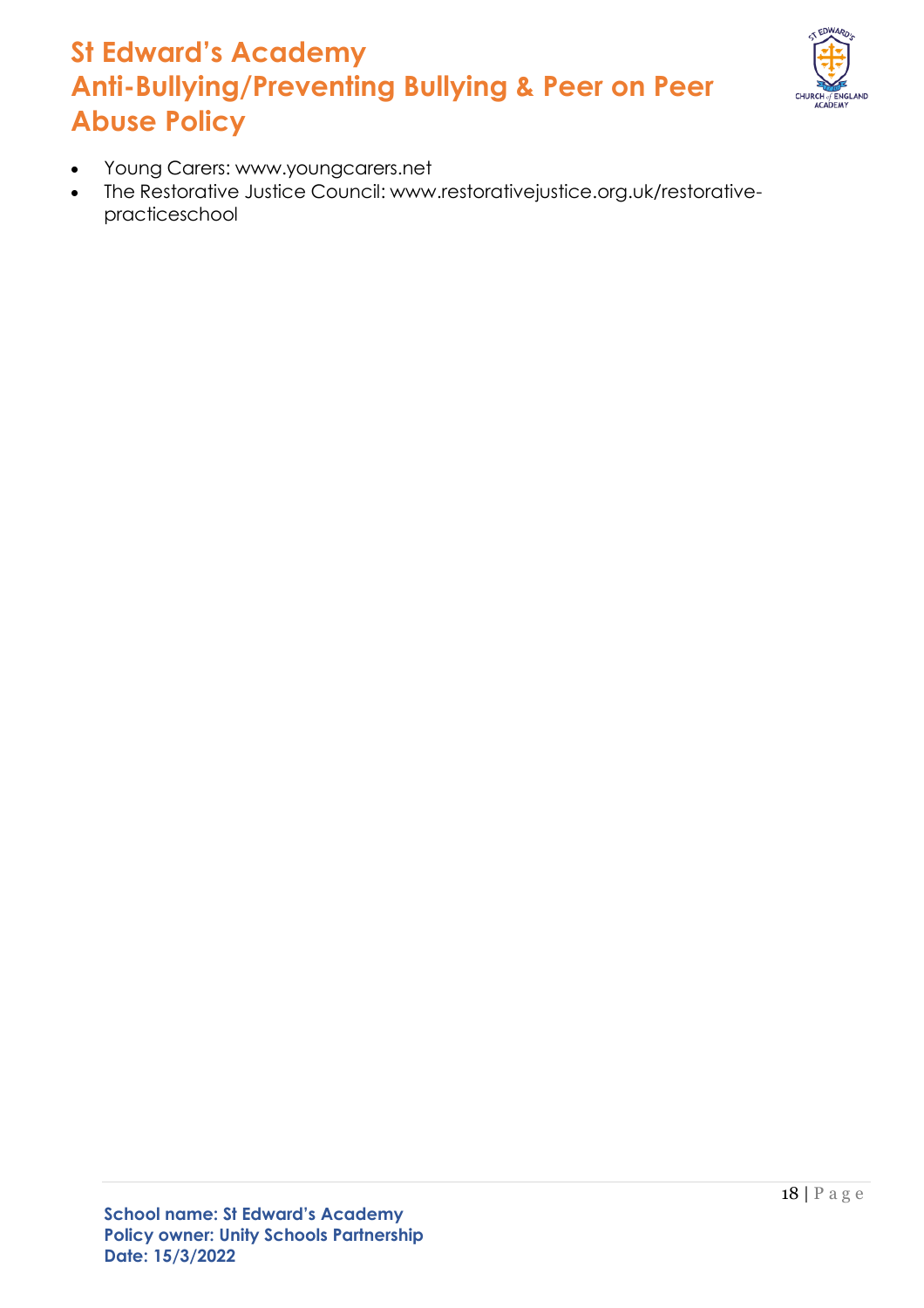- Young Carers: www.youngcarers.net
- The Restorative Justice Council: www.restorativejustice.org.uk/restorative-practiceschool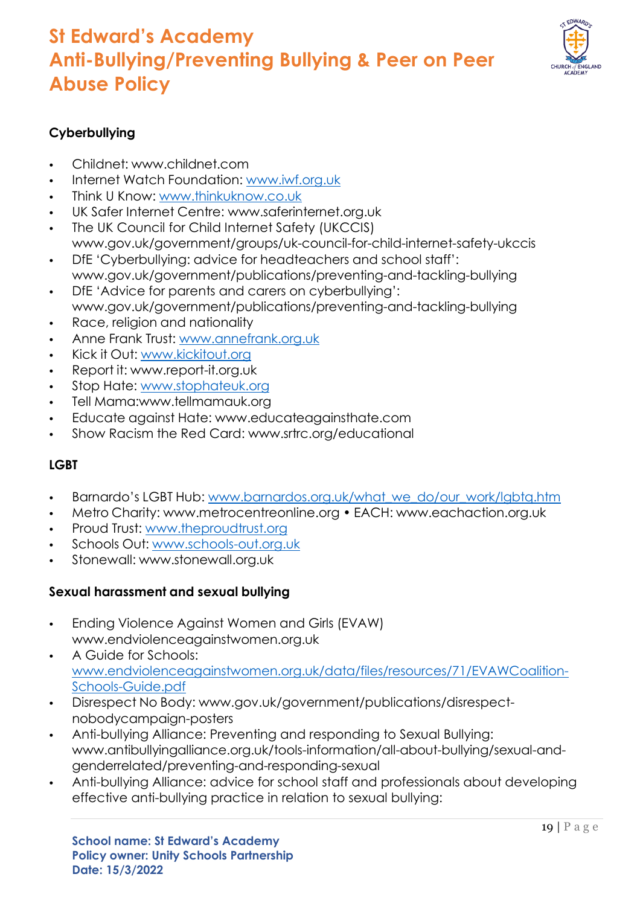### Cyberbullying

- Childnet: www.childnet.com
- Internet Watch Foundation: www.iwf.org.uk
- Think U Know: www.thinkuknow.co.uk
- UK Safer Internet Centre: www.saferinternet.org.uk
- The UK Council for Child Internet Safety (UKCCIS) www.gov.uk/government/groups/uk-council-for-child-internet-safety-ukccis
- DfE 'Cyberbullying: advice for headteachers and school staff': www.gov.uk/government/publications/preventing-and-tackling-bullying
- DfE 'Advice for parents and carers on cyberbullying': www.gov.uk/government/publications/preventing-and-tackling-bullying
- Race, religion and nationality
- Anne Frank Trust: www.annefrank.org.uk
- Kick it Out: www.kickitout.org
- Report it: www.report-it.org.uk
- Stop Hate: www.stophateuk.org
- Tell Mama:www.tellmamauk.org
- Educate against Hate: www.educateagainsthate.com
- Show Racism the Red Card: www.srtrc.org/educational

### LGBT

- Barnardo's LGBT Hub: www.barnardos.org.uk/what_we_do/our_work/lgbtq.htm
- Metro Charity: www.metrocentreonline.org • EACH: www.eachaction.org.uk
- Proud Trust: www.theproudtrust.org
- Schools Out: www.schools-out.org.uk
- Stonewall: www.stonewall.org.uk

### Sexual harassment and sexual bullying

- Ending Violence Against Women and Girls (EVAW) www.endviolenceagainstwomen.org.uk
- A Guide for Schools: www.endviolenceagainstwomen.org.uk/data/files/resources/71/EVAWCoalition-Schools-Guide.pdf
- Disrespect No Body: www.gov.uk/government/publications/disrespect-nobodycampaign-posters
- Anti-bullying Alliance: Preventing and responding to Sexual Bullying: www.antibullyingalliance.org.uk/tools-information/all-about-bullying/sexual-and-genderrelated/preventing-and-responding-sexual
- Anti-bullying Alliance: advice for school staff and professionals about developing effective anti-bullying practice in relation to sexual bullying: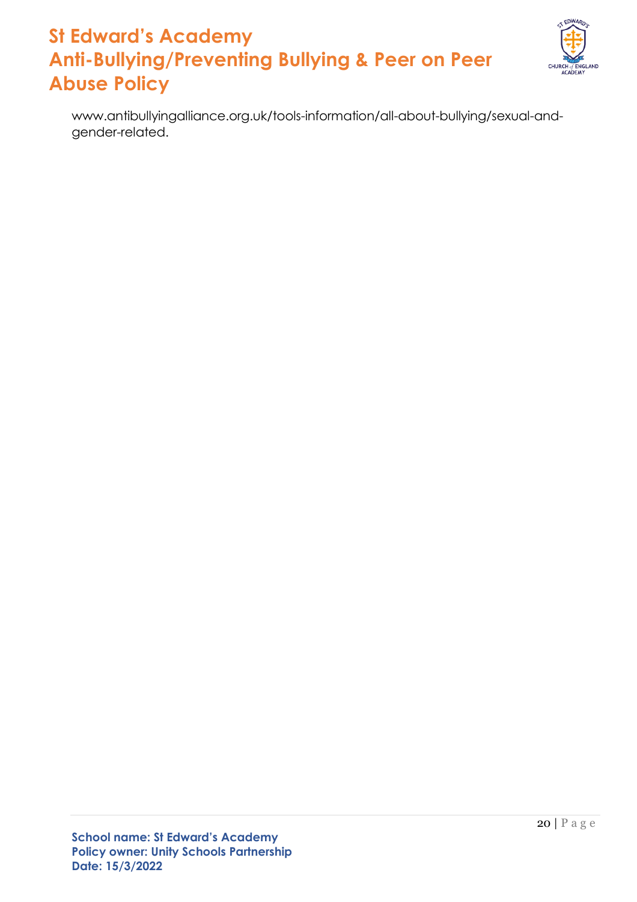www.antibullyingalliance.org.uk/tools-information/all-about-bullying/sexual-and-gender-related.